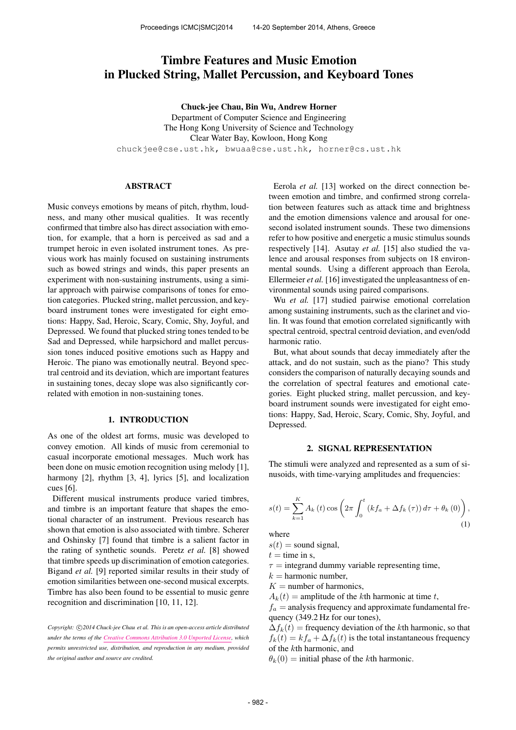# Timbre Features and Music Emotion in Plucked String, Mallet Percussion, and Keyboard Tones

**Chuck-jee Chau, Bin Wu, Andrew Horner**

Department of Computer Science and Engineering
The Hong Kong University of Science and Technology
Clear Water Bay, Kowloon, Hong Kong

chuckjee@cse.ust.hk, bwuaa@cse.ust.hk, horner@cs.ust.hk

## ABSTRACT

Music conveys emotions by means of pitch, rhythm, loudness, and many other musical qualities. It was recently confirmed that timbre also has direct association with emotion, for example, that a horn is perceived as sad and a trumpet heroic in even isolated instrument tones. As previous work has mainly focused on sustaining instruments such as bowed strings and winds, this paper presents an experiment with non-sustaining instruments, using a similar approach with pairwise comparisons of tones for emotion categories. Plucked string, mallet percussion, and keyboard instrument tones were investigated for eight emotions: Happy, Sad, Heroic, Scary, Comic, Shy, Joyful, and Depressed. We found that plucked string tones tended to be Sad and Depressed, while harpsichord and mallet percussion tones induced positive emotions such as Happy and Heroic. The piano was emotionally neutral. Beyond spectral centroid and its deviation, which are important features in sustaining tones, decay slope was also significantly correlated with emotion in non-sustaining tones.

## 1. INTRODUCTION

As one of the oldest art forms, music was developed to convey emotion. All kinds of music from ceremonial to casual incorporate emotional messages. Much work has been done on music emotion recognition using melody [1], harmony [2], rhythm [3, 4], lyrics [5], and localization cues [6].

Different musical instruments produce varied timbres, and timbre is an important feature that shapes the emotional character of an instrument. Previous research has shown that emotion is also associated with timbre. Scherer and Oshinsky [7] found that timbre is a salient factor in the rating of synthetic sounds. Peretz *et al.* [8] showed that timbre speeds up discrimination of emotion categories. Bigand *et al.* [9] reported similar results in their study of emotion similarities between one-second musical excerpts. Timbre has also been found to be essential to music genre recognition and discrimination [10, 11, 12].

Eerola *et al.* [13] worked on the direct connection between emotion and timbre, and confirmed strong correlation between features such as attack time and brightness and the emotion dimensions valence and arousal for one-second isolated instrument sounds. These two dimensions refer to how positive and energetic a music stimulus sounds respectively [14]. Asutay *et al.* [15] also studied the valence and arousal responses from subjects on 18 environmental sounds. Using a different approach than Eerola, Ellermeier *et al.* [16] investigated the unpleasantness of environmental sounds using paired comparisons.

Wu *et al.* [17] studied pairwise emotional correlation among sustaining instruments, such as the clarinet and violin. It was found that emotion correlated significantly with spectral centroid, spectral centroid deviation, and even/odd harmonic ratio.

But, what about sounds that decay immediately after the attack, and do not sustain, such as the piano? This study considers the comparison of naturally decaying sounds and the correlation of spectral features and emotional categories. Eight plucked string, mallet percussion, and keyboard instrument sounds were investigated for eight emotions: Happy, Sad, Heroic, Scary, Comic, Shy, Joyful, and Depressed.

## 2. SIGNAL REPRESENTATION

The stimuli were analyzed and represented as a sum of sinusoids, with time-varying amplitudes and frequencies:

$$s(t) = \sum_{k=1}^{K} A_k(t) \cos\left(2\pi \int_0^t \left(kf_a + \Delta f_k(\tau)\right) d\tau + \theta_k(0)\right), \tag{1}$$

where

$s(t)$ = sound signal,
$t$ = time in s,
$\tau$ = integrand dummy variable representing time,
$k$ = harmonic number,
$K$ = number of harmonics,
$A_k(t)$ = amplitude of the $k$th harmonic at time $t$,
$f_a$ = analysis frequency and approximate fundamental frequency (349.2 Hz for our tones),
$\Delta f_k(t)$ = frequency deviation of the $k$th harmonic, so that $f_k(t) = kf_a + \Delta f_k(t)$ is the total instantaneous frequency of the $k$th harmonic, and
$\theta_k(0)$ = initial phase of the $k$th harmonic.

*Copyright: ©2014 Chuck-jee Chau et al. This is an open-access article distributed under the terms of the Creative Commons Attribution 3.0 Unported License, which permits unrestricted use, distribution, and reproduction in any medium, provided the original author and source are credited.*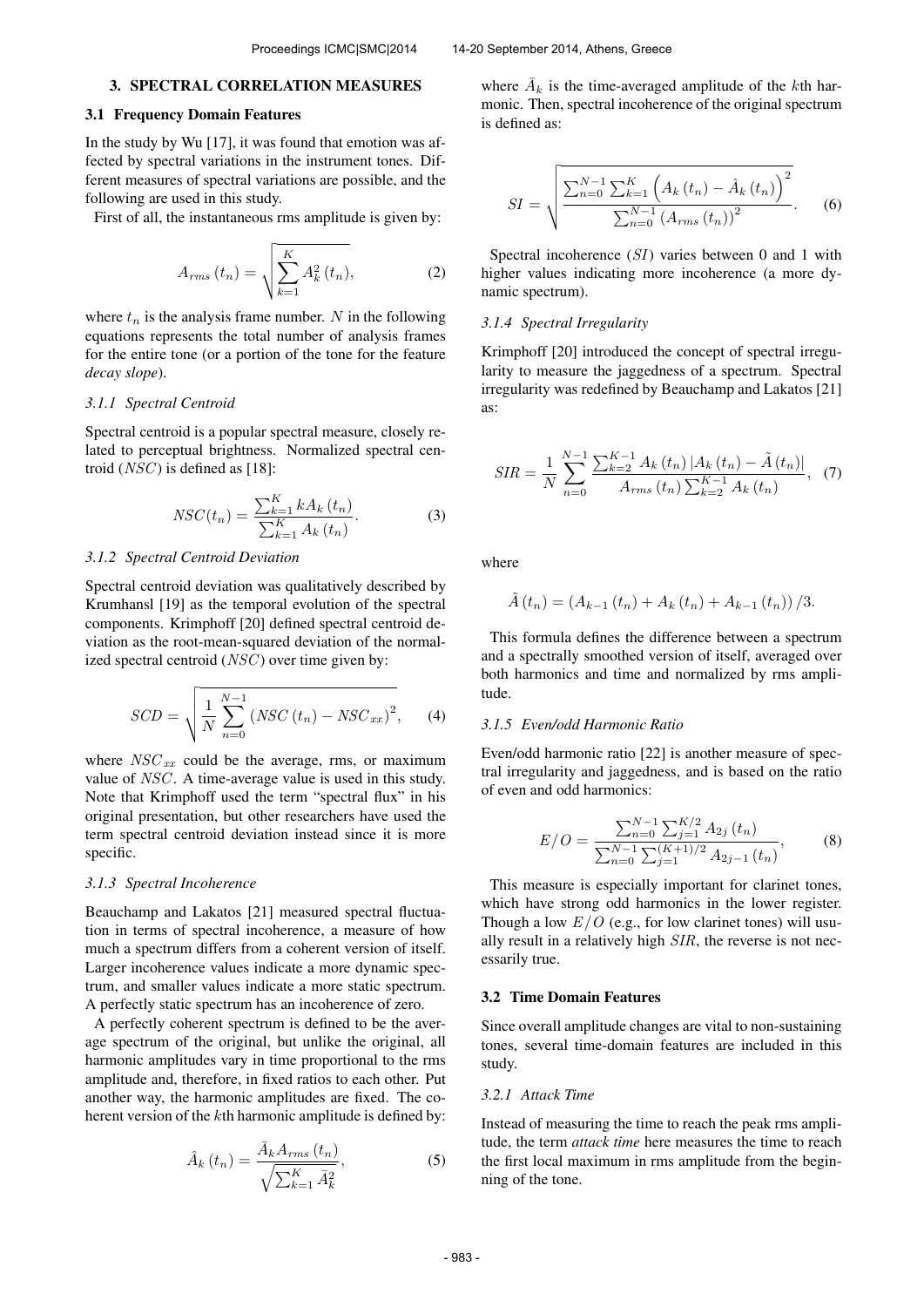## 3. SPECTRAL CORRELATION MEASURES

### 3.1 Frequency Domain Features

In the study by Wu [17], it was found that emotion was affected by spectral variations in the instrument tones. Different measures of spectral variations are possible, and the following are used in this study.

First of all, the instantaneous rms amplitude is given by:

$$A_{rms}(t_n) = \sqrt{\sum_{k=1}^{K} A_k^2(t_n)}, \tag{2}$$

where $t_n$ is the analysis frame number. $N$ in the following equations represents the total number of analysis frames for the entire tone (or a portion of the tone for the feature *decay slope*).

#### 3.1.1 Spectral Centroid

Spectral centroid is a popular spectral measure, closely related to perceptual brightness. Normalized spectral centroid ($NSC$) is defined as [18]:

$$NSC(t_n) = \frac{\sum_{k=1}^{K} kA_k(t_n)}{\sum_{k=1}^{K} A_k(t_n)}. \tag{3}$$

#### 3.1.2 Spectral Centroid Deviation

Spectral centroid deviation was qualitatively described by Krumhansl [19] as the temporal evolution of the spectral components. Krimphoff [20] defined spectral centroid deviation as the root-mean-squared deviation of the normalized spectral centroid ($NSC$) over time given by:

$$SCD = \sqrt{\frac{1}{N}\sum_{n=0}^{N-1}\left(NSC(t_n) - NSC_{xx}\right)^2}, \tag{4}$$

where $NSC_{xx}$ could be the average, rms, or maximum value of $NSC$. A time-average value is used in this study. Note that Krimphoff used the term "spectral flux" in his original presentation, but other researchers have used the term spectral centroid deviation instead since it is more specific.

#### 3.1.3 Spectral Incoherence

Beauchamp and Lakatos [21] measured spectral fluctuation in terms of spectral incoherence, a measure of how much a spectrum differs from a coherent version of itself. Larger incoherence values indicate a more dynamic spectrum, and smaller values indicate a more static spectrum. A perfectly static spectrum has an incoherence of zero.

A perfectly coherent spectrum is defined to be the average spectrum of the original, but unlike the original, all harmonic amplitudes vary in time proportional to the rms amplitude and, therefore, in fixed ratios to each other. Put another way, the harmonic amplitudes are fixed. The coherent version of the $k$th harmonic amplitude is defined by:

$$\hat{A}_k(t_n) = \frac{\bar{A}_k A_{rms}(t_n)}{\sqrt{\sum_{k=1}^{K} \bar{A}_k^2}}, \tag{5}$$

where $\bar{A}_k$ is the time-averaged amplitude of the $k$th harmonic. Then, spectral incoherence of the original spectrum is defined as:

$$SI = \sqrt{\frac{\sum_{n=0}^{N-1}\sum_{k=1}^{K}\left(A_k(t_n) - \hat{A}_k(t_n)\right)^2}{\sum_{n=0}^{N-1}\left(A_{rms}(t_n)\right)^2}}. \tag{6}$$

Spectral incoherence ($SI$) varies between 0 and 1 with higher values indicating more incoherence (a more dynamic spectrum).

#### 3.1.4 Spectral Irregularity

Krimphoff [20] introduced the concept of spectral irregularity to measure the jaggedness of a spectrum. Spectral irregularity was redefined by Beauchamp and Lakatos [21] as:

$$SIR = \frac{1}{N}\sum_{n=0}^{N-1}\frac{\sum_{k=2}^{K-1} A_k(t_n)\left|A_k(t_n) - \tilde{A}(t_n)\right|}{A_{rms}(t_n)\sum_{k=2}^{K-1} A_k(t_n)}, \tag{7}$$

where

$$\tilde{A}(t_n) = \left(A_{k-1}(t_n) + A_k(t_n) + A_{k-1}(t_n)\right)/3.$$

This formula defines the difference between a spectrum and a spectrally smoothed version of itself, averaged over both harmonics and time and normalized by rms amplitude.

#### 3.1.5 Even/odd Harmonic Ratio

Even/odd harmonic ratio [22] is another measure of spectral irregularity and jaggedness, and is based on the ratio of even and odd harmonics:

$$E/O = \frac{\sum_{n=0}^{N-1}\sum_{j=1}^{K/2} A_{2j}(t_n)}{\sum_{n=0}^{N-1}\sum_{j=1}^{(K+1)/2} A_{2j-1}(t_n)}, \tag{8}$$

This measure is especially important for clarinet tones, which have strong odd harmonics in the lower register. Though a low $E/O$ (e.g., for low clarinet tones) will usually result in a relatively high $SIR$, the reverse is not necessarily true.

### 3.2 Time Domain Features

Since overall amplitude changes are vital to non-sustaining tones, several time-domain features are included in this study.

#### 3.2.1 Attack Time

Instead of measuring the time to reach the peak rms amplitude, the term *attack time* here measures the time to reach the first local maximum in rms amplitude from the beginning of the tone.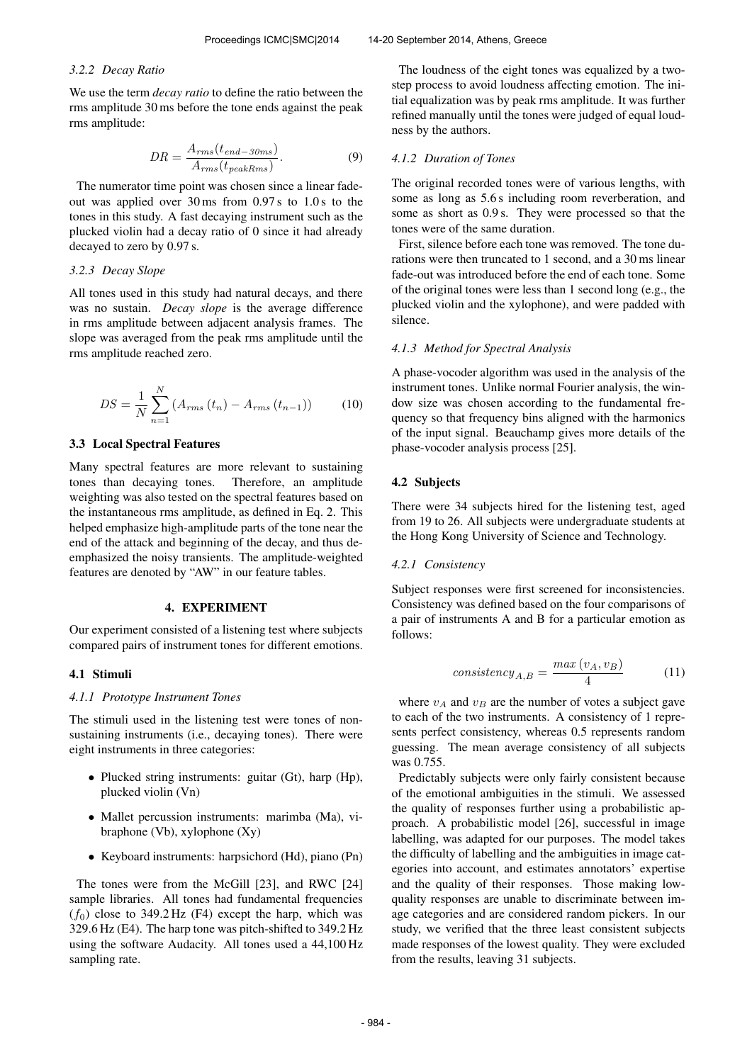#### 3.2.2 Decay Ratio

We use the term *decay ratio* to define the ratio between the rms amplitude 30 ms before the tone ends against the peak rms amplitude:

$$DR = \frac{A_{rms}(t_{end-30ms})}{A_{rms}(t_{peakRms})}. \tag{9}$$

The numerator time point was chosen since a linear fade-out was applied over 30 ms from 0.97 s to 1.0 s to the tones in this study. A fast decaying instrument such as the plucked violin had a decay ratio of 0 since it had already decayed to zero by 0.97 s.

#### 3.2.3 Decay Slope

All tones used in this study had natural decays, and there was no sustain. *Decay slope* is the average difference in rms amplitude between adjacent analysis frames. The slope was averaged from the peak rms amplitude until the rms amplitude reached zero.

$$DS = \frac{1}{N}\sum_{n=1}^{N}\left(A_{rms}\left(t_n\right) - A_{rms}\left(t_{n-1}\right)\right) \tag{10}$$

### 3.3 Local Spectral Features

Many spectral features are more relevant to sustaining tones than decaying tones. Therefore, an amplitude weighting was also tested on the spectral features based on the instantaneous rms amplitude, as defined in Eq. 2. This helped emphasize high-amplitude parts of the tone near the end of the attack and beginning of the decay, and thus de-emphasized the noisy transients. The amplitude-weighted features are denoted by "AW" in our feature tables.

## 4. EXPERIMENT

Our experiment consisted of a listening test where subjects compared pairs of instrument tones for different emotions.

### 4.1 Stimuli

#### 4.1.1 Prototype Instrument Tones

The stimuli used in the listening test were tones of non-sustaining instruments (i.e., decaying tones). There were eight instruments in three categories:

- Plucked string instruments: guitar (Gt), harp (Hp), plucked violin (Vn)
- Mallet percussion instruments: marimba (Ma), vibraphone (Vb), xylophone (Xy)
- Keyboard instruments: harpsichord (Hd), piano (Pn)

The tones were from the McGill [23], and RWC [24] sample libraries. All tones had fundamental frequencies ($f_0$) close to 349.2 Hz (F4) except the harp, which was 329.6 Hz (E4). The harp tone was pitch-shifted to 349.2 Hz using the software Audacity. All tones used a 44,100 Hz sampling rate.

The loudness of the eight tones was equalized by a two-step process to avoid loudness affecting emotion. The initial equalization was by peak rms amplitude. It was further refined manually until the tones were judged of equal loudness by the authors.

#### 4.1.2 Duration of Tones

The original recorded tones were of various lengths, with some as long as 5.6 s including room reverberation, and some as short as 0.9 s. They were processed so that the tones were of the same duration.

First, silence before each tone was removed. The tone durations were then truncated to 1 second, and a 30 ms linear fade-out was introduced before the end of each tone. Some of the original tones were less than 1 second long (e.g., the plucked violin and the xylophone), and were padded with silence.

#### 4.1.3 Method for Spectral Analysis

A phase-vocoder algorithm was used in the analysis of the instrument tones. Unlike normal Fourier analysis, the window size was chosen according to the fundamental frequency so that frequency bins aligned with the harmonics of the input signal. Beauchamp gives more details of the phase-vocoder analysis process [25].

### 4.2 Subjects

There were 34 subjects hired for the listening test, aged from 19 to 26. All subjects were undergraduate students at the Hong Kong University of Science and Technology.

#### 4.2.1 Consistency

Subject responses were first screened for inconsistencies. Consistency was defined based on the four comparisons of a pair of instruments A and B for a particular emotion as follows:

$$consistency_{A,B} = \frac{max\left(v_A, v_B\right)}{4} \tag{11}$$

where $v_A$ and $v_B$ are the number of votes a subject gave to each of the two instruments. A consistency of 1 represents perfect consistency, whereas 0.5 represents random guessing. The mean average consistency of all subjects was 0.755.

Predictably subjects were only fairly consistent because of the emotional ambiguities in the stimuli. We assessed the quality of responses further using a probabilistic approach. A probabilistic model [26], successful in image labelling, was adapted for our purposes. The model takes the difficulty of labelling and the ambiguities in image categories into account, and estimates annotators' expertise and the quality of their responses. Those making low-quality responses are unable to discriminate between image categories and are considered random pickers. In our study, we verified that the three least consistent subjects made responses of the lowest quality. They were excluded from the results, leaving 31 subjects.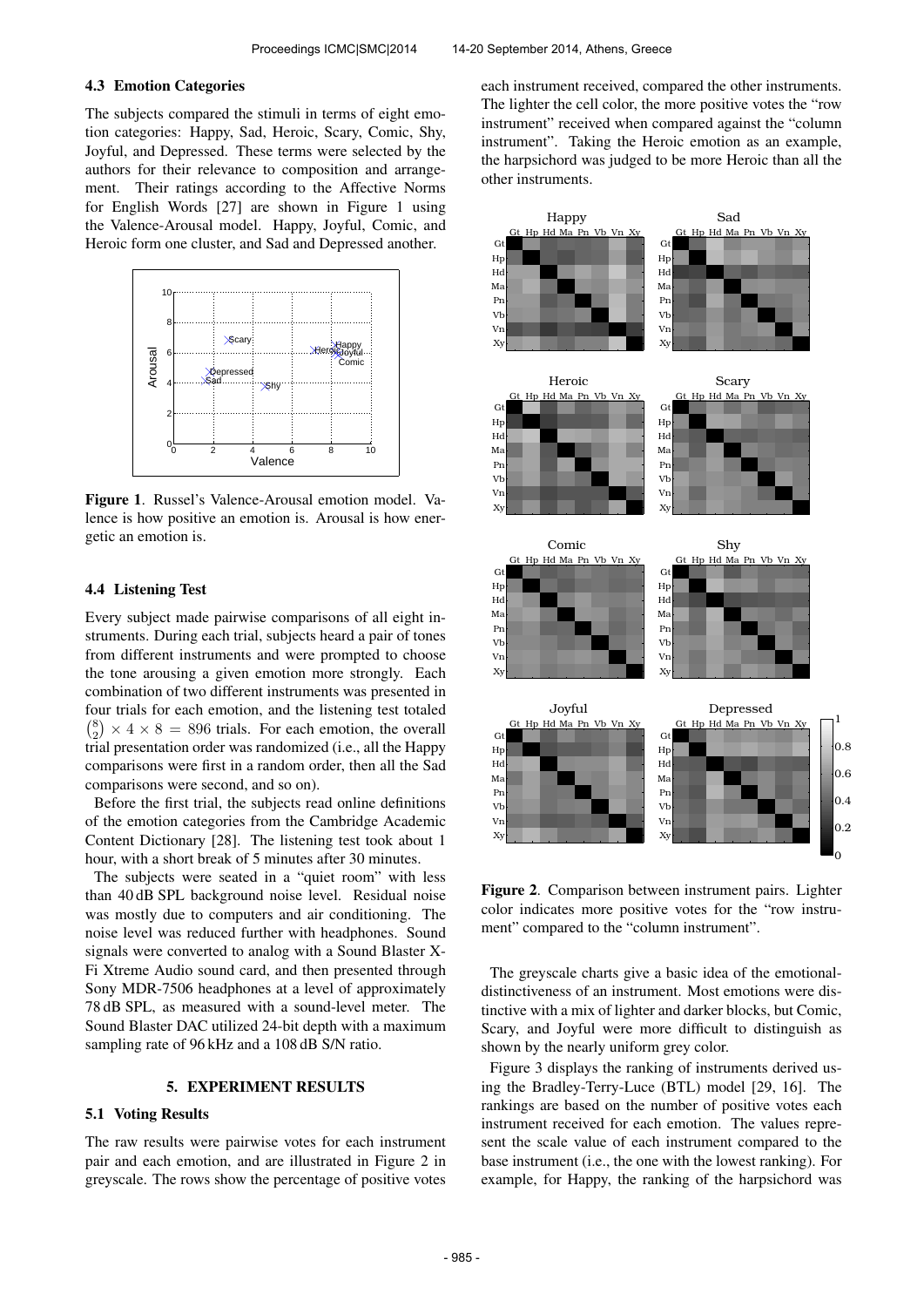### 4.3 Emotion Categories

The subjects compared the stimuli in terms of eight emotion categories: Happy, Sad, Heroic, Scary, Comic, Shy, Joyful, and Depressed. These terms were selected by the authors for their relevance to composition and arrangement. Their ratings according to the Affective Norms for English Words [27] are shown in Figure 1 using the Valence-Arousal model. Happy, Joyful, Comic, and Heroic form one cluster, and Sad and Depressed another.

**Figure 1**. Russel's Valence-Arousal emotion model. Valence is how positive an emotion is. Arousal is how energetic an emotion is.

### 4.4 Listening Test

Every subject made pairwise comparisons of all eight instruments. During each trial, subjects heard a pair of tones from different instruments and were prompted to choose the tone arousing a given emotion more strongly. Each combination of two different instruments was presented in four trials for each emotion, and the listening test totaled $\binom{8}{2} \times 4 \times 8 = 896$ trials. For each emotion, the overall trial presentation order was randomized (i.e., all the Happy comparisons were first in a random order, then all the Sad comparisons were second, and so on).

Before the first trial, the subjects read online definitions of the emotion categories from the Cambridge Academic Content Dictionary [28]. The listening test took about 1 hour, with a short break of 5 minutes after 30 minutes.

The subjects were seated in a "quiet room" with less than 40 dB SPL background noise level. Residual noise was mostly due to computers and air conditioning. The noise level was reduced further with headphones. Sound signals were converted to analog with a Sound Blaster X-Fi Xtreme Audio sound card, and then presented through Sony MDR-7506 headphones at a level of approximately 78 dB SPL, as measured with a sound-level meter. The Sound Blaster DAC utilized 24-bit depth with a maximum sampling rate of 96 kHz and a 108 dB S/N ratio.

## 5. EXPERIMENT RESULTS

### 5.1 Voting Results

The raw results were pairwise votes for each instrument pair and each emotion, and are illustrated in Figure 2 in greyscale. The rows show the percentage of positive votes each instrument received, compared the other instruments. The lighter the cell color, the more positive votes the "row instrument" received when compared against the "column instrument". Taking the Heroic emotion as an example, the harpsichord was judged to be more Heroic than all the other instruments.

**Figure 2**. Comparison between instrument pairs. Lighter color indicates more positive votes for the "row instrument" compared to the "column instrument".

The greyscale charts give a basic idea of the emotional-distinctiveness of an instrument. Most emotions were distinctive with a mix of lighter and darker blocks, but Comic, Scary, and Joyful were more difficult to distinguish as shown by the nearly uniform grey color.

Figure 3 displays the ranking of instruments derived using the Bradley-Terry-Luce (BTL) model [29, 16]. The rankings are based on the number of positive votes each instrument received for each emotion. The values represent the scale value of each instrument compared to the base instrument (i.e., the one with the lowest ranking). For example, for Happy, the ranking of the harpsichord was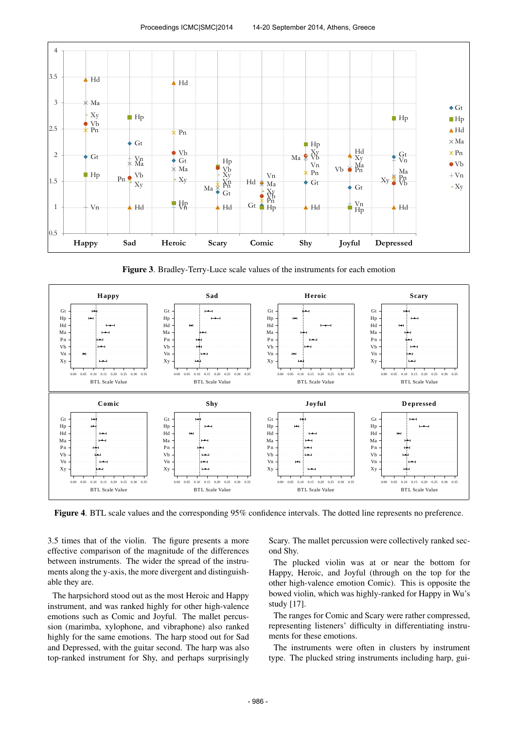**Figure 3**. Bradley-Terry-Luce scale values of the instruments for each emotion

**Figure 4**. BTL scale values and the corresponding 95% confidence intervals. The dotted line represents no preference.

3.5 times that of the violin. The figure presents a more effective comparison of the magnitude of the differences between instruments. The wider the spread of the instruments along the y-axis, the more divergent and distinguishable they are.

The harpsichord stood out as the most Heroic and Happy instrument, and was ranked highly for other high-valence emotions such as Comic and Joyful. The mallet percussion (marimba, xylophone, and vibraphone) also ranked highly for the same emotions. The harp stood out for Sad and Depressed, with the guitar second. The harp was also top-ranked instrument for Shy, and perhaps surprisingly Scary. The mallet percussion were collectively ranked second Shy.

The plucked violin was at or near the bottom for Happy, Heroic, and Joyful (through on the top for the other high-valence emotion Comic). This is opposite the bowed violin, which was highly-ranked for Happy in Wu's study [17].

The ranges for Comic and Scary were rather compressed, representing listeners' difficulty in differentiating instruments for these emotions.

The instruments were often in clusters by instrument type. The plucked string instruments including harp, gui-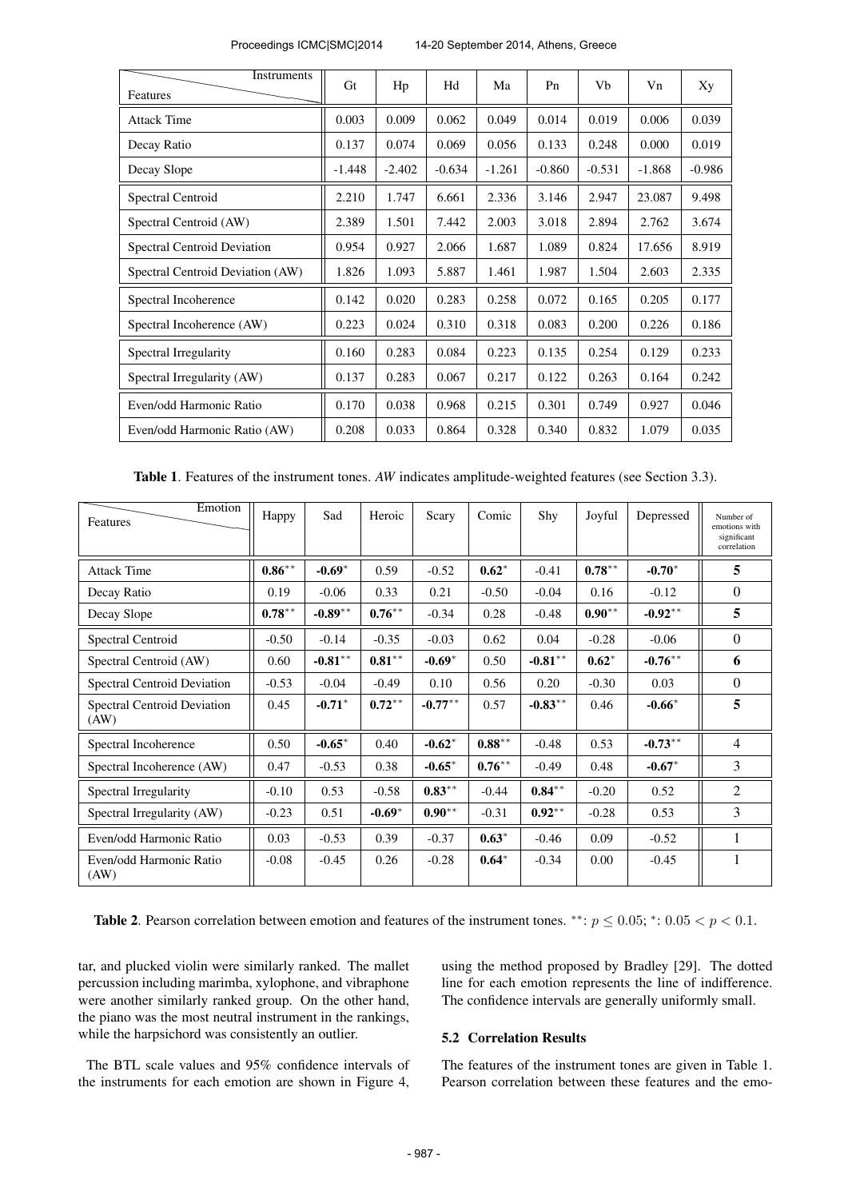| Features \ Instruments | Gt | Hp | Hd | Ma | Pn | Vb | Vn | Xy |
|---|---|---|---|---|---|---|---|---|
| Attack Time | 0.003 | 0.009 | 0.062 | 0.049 | 0.014 | 0.019 | 0.006 | 0.039 |
| Decay Ratio | 0.137 | 0.074 | 0.069 | 0.056 | 0.133 | 0.248 | 0.000 | 0.019 |
| Decay Slope | -1.448 | -2.402 | -0.634 | -1.261 | -0.860 | -0.531 | -1.868 | -0.986 |
| Spectral Centroid | 2.210 | 1.747 | 6.661 | 2.336 | 3.146 | 2.947 | 23.087 | 9.498 |
| Spectral Centroid (AW) | 2.389 | 1.501 | 7.442 | 2.003 | 3.018 | 2.894 | 2.762 | 3.674 |
| Spectral Centroid Deviation | 0.954 | 0.927 | 2.066 | 1.687 | 1.089 | 0.824 | 17.656 | 8.919 |
| Spectral Centroid Deviation (AW) | 1.826 | 1.093 | 5.887 | 1.461 | 1.987 | 1.504 | 2.603 | 2.335 |
| Spectral Incoherence | 0.142 | 0.020 | 0.283 | 0.258 | 0.072 | 0.165 | 0.205 | 0.177 |
| Spectral Incoherence (AW) | 0.223 | 0.024 | 0.310 | 0.318 | 0.083 | 0.200 | 0.226 | 0.186 |
| Spectral Irregularity | 0.160 | 0.283 | 0.084 | 0.223 | 0.135 | 0.254 | 0.129 | 0.233 |
| Spectral Irregularity (AW) | 0.137 | 0.283 | 0.067 | 0.217 | 0.122 | 0.263 | 0.164 | 0.242 |
| Even/odd Harmonic Ratio | 0.170 | 0.038 | 0.968 | 0.215 | 0.301 | 0.749 | 0.927 | 0.046 |
| Even/odd Harmonic Ratio (AW) | 0.208 | 0.033 | 0.864 | 0.328 | 0.340 | 0.832 | 1.079 | 0.035 |

**Table 1**. Features of the instrument tones. *AW* indicates amplitude-weighted features (see Section 3.3).

| Features \ Emotion | Happy | Sad | Heroic | Scary | Comic | Shy | Joyful | Depressed | Number of emotions with significant correlation |
|---|---|---|---|---|---|---|---|---|---|
| Attack Time | **0.86**$^{**}$ | **-0.69**$^{*}$ | 0.59 | -0.52 | **0.62**$^{*}$ | -0.41 | **0.78**$^{**}$ | **-0.70**$^{*}$ | **5** |
| Decay Ratio | 0.19 | -0.06 | 0.33 | 0.21 | -0.50 | -0.04 | 0.16 | -0.12 | 0 |
| Decay Slope | **0.78**$^{**}$ | **-0.89**$^{**}$ | **0.76**$^{**}$ | -0.34 | 0.28 | -0.48 | **0.90**$^{**}$ | **-0.92**$^{**}$ | **5** |
| Spectral Centroid | -0.50 | -0.14 | -0.35 | -0.03 | 0.62 | 0.04 | -0.28 | -0.06 | 0 |
| Spectral Centroid (AW) | 0.60 | **-0.81**$^{**}$ | **0.81**$^{**}$ | **-0.69**$^{*}$ | 0.50 | **-0.81**$^{**}$ | **0.62**$^{*}$ | **-0.76**$^{**}$ | **6** |
| Spectral Centroid Deviation | -0.53 | -0.04 | -0.49 | 0.10 | 0.56 | 0.20 | -0.30 | 0.03 | 0 |
| Spectral Centroid Deviation (AW) | 0.45 | **-0.71**$^{*}$ | **0.72**$^{**}$ | **-0.77**$^{**}$ | 0.57 | **-0.83**$^{**}$ | 0.46 | **-0.66**$^{*}$ | **5** |
| Spectral Incoherence | 0.50 | **-0.65**$^{*}$ | 0.40 | **-0.62**$^{*}$ | **0.88**$^{**}$ | -0.48 | 0.53 | **-0.73**$^{**}$ | 4 |
| Spectral Incoherence (AW) | 0.47 | -0.53 | 0.38 | **-0.65**$^{*}$ | **0.76**$^{**}$ | -0.49 | 0.48 | **-0.67**$^{*}$ | 3 |
| Spectral Irregularity | -0.10 | 0.53 | -0.58 | **0.83**$^{**}$ | -0.44 | **0.84**$^{**}$ | -0.20 | 0.52 | 2 |
| Spectral Irregularity (AW) | -0.23 | 0.51 | **-0.69**$^{*}$ | **0.90**$^{**}$ | -0.31 | **0.92**$^{**}$ | -0.28 | 0.53 | 3 |
| Even/odd Harmonic Ratio | 0.03 | -0.53 | 0.39 | -0.37 | **0.63**$^{*}$ | -0.46 | 0.09 | -0.52 | 1 |
| Even/odd Harmonic Ratio (AW) | -0.08 | -0.45 | 0.26 | -0.28 | **0.64**$^{*}$ | -0.34 | 0.00 | -0.45 | 1 |

**Table 2**. Pearson correlation between emotion and features of the instrument tones. $^{**}$: $p \leq 0.05$; $^{*}$: $0.05 < p < 0.1$.

tar, and plucked violin were similarly ranked. The mallet percussion including marimba, xylophone, and vibraphone were another similarly ranked group. On the other hand, the piano was the most neutral instrument in the rankings, while the harpsichord was consistently an outlier.

The BTL scale values and 95% confidence intervals of the instruments for each emotion are shown in Figure 4, using the method proposed by Bradley [29]. The dotted line for each emotion represents the line of indifference. The confidence intervals are generally uniformly small.

### 5.2 Correlation Results

The features of the instrument tones are given in Table 1. Pearson correlation between these features and the emo-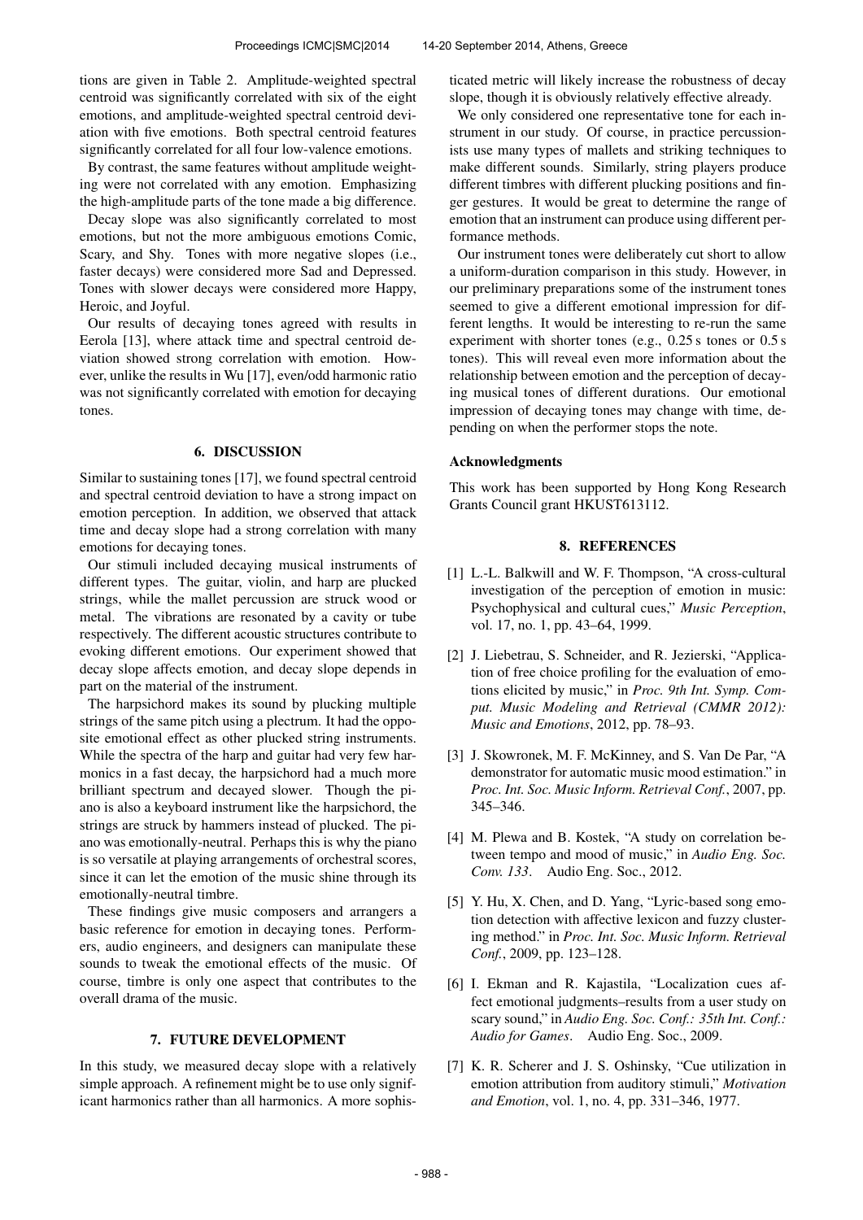tions are given in Table 2. Amplitude-weighted spectral centroid was significantly correlated with six of the eight emotions, and amplitude-weighted spectral centroid deviation with five emotions. Both spectral centroid features significantly correlated for all four low-valence emotions.

By contrast, the same features without amplitude weighting were not correlated with any emotion. Emphasizing the high-amplitude parts of the tone made a big difference.

Decay slope was also significantly correlated to most emotions, but not the more ambiguous emotions Comic, Scary, and Shy. Tones with more negative slopes (i.e., faster decays) were considered more Sad and Depressed. Tones with slower decays were considered more Happy, Heroic, and Joyful.

Our results of decaying tones agreed with results in Eerola [13], where attack time and spectral centroid deviation showed strong correlation with emotion. However, unlike the results in Wu [17], even/odd harmonic ratio was not significantly correlated with emotion for decaying tones.

## 6. DISCUSSION

Similar to sustaining tones [17], we found spectral centroid and spectral centroid deviation to have a strong impact on emotion perception. In addition, we observed that attack time and decay slope had a strong correlation with many emotions for decaying tones.

Our stimuli included decaying musical instruments of different types. The guitar, violin, and harp are plucked strings, while the mallet percussion are struck wood or metal. The vibrations are resonated by a cavity or tube respectively. The different acoustic structures contribute to evoking different emotions. Our experiment showed that decay slope affects emotion, and decay slope depends in part on the material of the instrument.

The harpsichord makes its sound by plucking multiple strings of the same pitch using a plectrum. It had the opposite emotional effect as other plucked string instruments. While the spectra of the harp and guitar had very few harmonics in a fast decay, the harpsichord had a much more brilliant spectrum and decayed slower. Though the piano is also a keyboard instrument like the harpsichord, the strings are struck by hammers instead of plucked. The piano was emotionally-neutral. Perhaps this is why the piano is so versatile at playing arrangements of orchestral scores, since it can let the emotion of the music shine through its emotionally-neutral timbre.

These findings give music composers and arrangers a basic reference for emotion in decaying tones. Performers, audio engineers, and designers can manipulate these sounds to tweak the emotional effects of the music. Of course, timbre is only one aspect that contributes to the overall drama of the music.

## 7. FUTURE DEVELOPMENT

In this study, we measured decay slope with a relatively simple approach. A refinement might be to use only significant harmonics rather than all harmonics. A more sophisticated metric will likely increase the robustness of decay slope, though it is obviously relatively effective already.

We only considered one representative tone for each instrument in our study. Of course, in practice percussionists use many types of mallets and striking techniques to make different sounds. Similarly, string players produce different timbres with different plucking positions and finger gestures. It would be great to determine the range of emotion that an instrument can produce using different performance methods.

Our instrument tones were deliberately cut short to allow a uniform-duration comparison in this study. However, in our preliminary preparations some of the instrument tones seemed to give a different emotional impression for different lengths. It would be interesting to re-run the same experiment with shorter tones (e.g., 0.25 s tones or 0.5 s tones). This will reveal even more information about the relationship between emotion and the perception of decaying musical tones of different durations. Our emotional impression of decaying tones may change with time, depending on when the performer stops the note.

### Acknowledgments

This work has been supported by Hong Kong Research Grants Council grant HKUST613112.

## 8. REFERENCES

[1] L.-L. Balkwill and W. F. Thompson, "A cross-cultural investigation of the perception of emotion in music: Psychophysical and cultural cues," *Music Perception*, vol. 17, no. 1, pp. 43–64, 1999.

[2] J. Liebetrau, S. Schneider, and R. Jezierski, "Application of free choice profiling for the evaluation of emotions elicited by music," in *Proc. 9th Int. Symp. Comput. Music Modeling and Retrieval (CMMR 2012): Music and Emotions*, 2012, pp. 78–93.

[3] J. Skowronek, M. F. McKinney, and S. Van De Par, "A demonstrator for automatic music mood estimation." in *Proc. Int. Soc. Music Inform. Retrieval Conf.*, 2007, pp. 345–346.

[4] M. Plewa and B. Kostek, "A study on correlation between tempo and mood of music," in *Audio Eng. Soc. Conv. 133*. Audio Eng. Soc., 2012.

[5] Y. Hu, X. Chen, and D. Yang, "Lyric-based song emotion detection with affective lexicon and fuzzy clustering method." in *Proc. Int. Soc. Music Inform. Retrieval Conf.*, 2009, pp. 123–128.

[6] I. Ekman and R. Kajastila, "Localization cues affect emotional judgments–results from a user study on scary sound," in *Audio Eng. Soc. Conf.: 35th Int. Conf.: Audio for Games*. Audio Eng. Soc., 2009.

[7] K. R. Scherer and J. S. Oshinsky, "Cue utilization in emotion attribution from auditory stimuli," *Motivation and Emotion*, vol. 1, no. 4, pp. 331–346, 1977.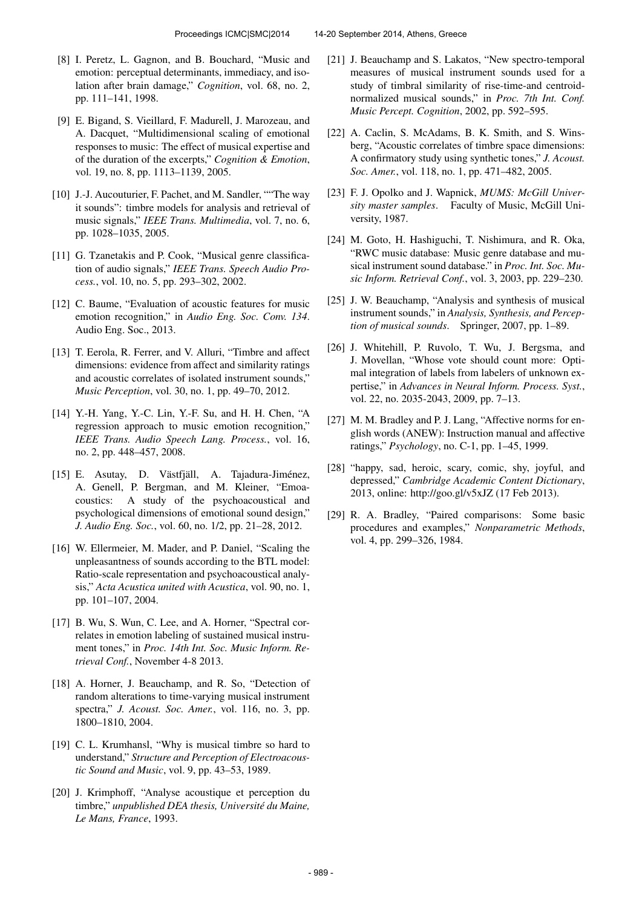[8] I. Peretz, L. Gagnon, and B. Bouchard, "Music and emotion: perceptual determinants, immediacy, and isolation after brain damage," *Cognition*, vol. 68, no. 2, pp. 111–141, 1998.

[9] E. Bigand, S. Vieillard, F. Madurell, J. Marozeau, and A. Dacquet, "Multidimensional scaling of emotional responses to music: The effect of musical expertise and of the duration of the excerpts," *Cognition & Emotion*, vol. 19, no. 8, pp. 1113–1139, 2005.

[10] J.-J. Aucouturier, F. Pachet, and M. Sandler, ""The way it sounds": timbre models for analysis and retrieval of music signals," *IEEE Trans. Multimedia*, vol. 7, no. 6, pp. 1028–1035, 2005.

[11] G. Tzanetakis and P. Cook, "Musical genre classification of audio signals," *IEEE Trans. Speech Audio Process.*, vol. 10, no. 5, pp. 293–302, 2002.

[12] C. Baume, "Evaluation of acoustic features for music emotion recognition," in *Audio Eng. Soc. Conv. 134*. Audio Eng. Soc., 2013.

[13] T. Eerola, R. Ferrer, and V. Alluri, "Timbre and affect dimensions: evidence from affect and similarity ratings and acoustic correlates of isolated instrument sounds," *Music Perception*, vol. 30, no. 1, pp. 49–70, 2012.

[14] Y.-H. Yang, Y.-C. Lin, Y.-F. Su, and H. H. Chen, "A regression approach to music emotion recognition," *IEEE Trans. Audio Speech Lang. Process.*, vol. 16, no. 2, pp. 448–457, 2008.

[15] E. Asutay, D. Västfjäll, A. Tajadura-Jiménez, A. Genell, P. Bergman, and M. Kleiner, "Emoacoustics: A study of the psychoacoustical and psychological dimensions of emotional sound design," *J. Audio Eng. Soc.*, vol. 60, no. 1/2, pp. 21–28, 2012.

[16] W. Ellermeier, M. Mader, and P. Daniel, "Scaling the unpleasantness of sounds according to the BTL model: Ratio-scale representation and psychoacoustical analysis," *Acta Acustica united with Acustica*, vol. 90, no. 1, pp. 101–107, 2004.

[17] B. Wu, S. Wun, C. Lee, and A. Horner, "Spectral correlates in emotion labeling of sustained musical instrument tones," in *Proc. 14th Int. Soc. Music Inform. Retrieval Conf.*, November 4-8 2013.

[18] A. Horner, J. Beauchamp, and R. So, "Detection of random alterations to time-varying musical instrument spectra," *J. Acoust. Soc. Amer.*, vol. 116, no. 3, pp. 1800–1810, 2004.

[19] C. L. Krumhansl, "Why is musical timbre so hard to understand," *Structure and Perception of Electroacoustic Sound and Music*, vol. 9, pp. 43–53, 1989.

[20] J. Krimphoff, "Analyse acoustique et perception du timbre," *unpublished DEA thesis, Université du Maine, Le Mans, France*, 1993.

[21] J. Beauchamp and S. Lakatos, "New spectro-temporal measures of musical instrument sounds used for a study of timbral similarity of rise-time-and centroid-normalized musical sounds," in *Proc. 7th Int. Conf. Music Percept. Cognition*, 2002, pp. 592–595.

[22] A. Caclin, S. McAdams, B. K. Smith, and S. Winsberg, "Acoustic correlates of timbre space dimensions: A confirmatory study using synthetic tones," *J. Acoust. Soc. Amer.*, vol. 118, no. 1, pp. 471–482, 2005.

[23] F. J. Opolko and J. Wapnick, *MUMS: McGill University master samples*. Faculty of Music, McGill University, 1987.

[24] M. Goto, H. Hashiguchi, T. Nishimura, and R. Oka, "RWC music database: Music genre database and musical instrument sound database." in *Proc. Int. Soc. Music Inform. Retrieval Conf.*, vol. 3, 2003, pp. 229–230.

[25] J. W. Beauchamp, "Analysis and synthesis of musical instrument sounds," in *Analysis, Synthesis, and Perception of musical sounds*. Springer, 2007, pp. 1–89.

[26] J. Whitehill, P. Ruvolo, T. Wu, J. Bergsma, and J. Movellan, "Whose vote should count more: Optimal integration of labels from labelers of unknown expertise," in *Advances in Neural Inform. Process. Syst.*, vol. 22, no. 2035-2043, 2009, pp. 7–13.

[27] M. M. Bradley and P. J. Lang, "Affective norms for english words (ANEW): Instruction manual and affective ratings," *Psychology*, no. C-1, pp. 1–45, 1999.

[28] "happy, sad, heroic, scary, comic, shy, joyful, and depressed," *Cambridge Academic Content Dictionary*, 2013, online: http://goo.gl/v5xJZ (17 Feb 2013).

[29] R. A. Bradley, "Paired comparisons: Some basic procedures and examples," *Nonparametric Methods*, vol. 4, pp. 299–326, 1984.